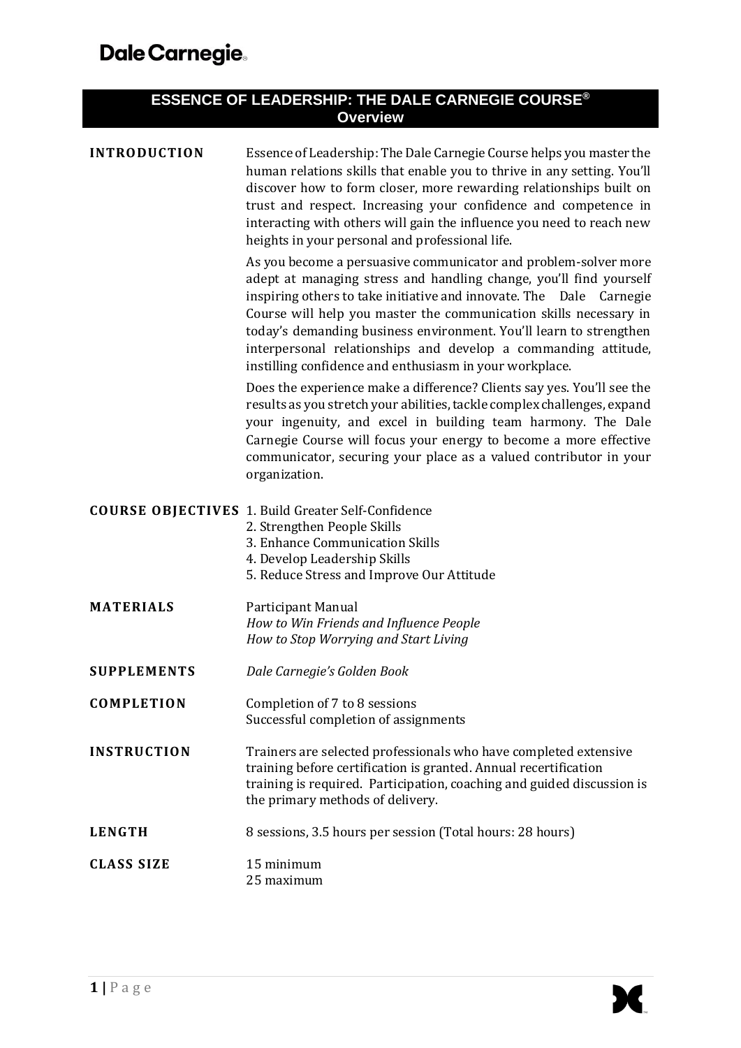Dale Carnegie®

# ESSENCE OF LEADERSHIP: THE DALE CARNEGIE COURSE®
## Overview

**INTRODUCTION**

Essence of Leadership: The Dale Carnegie Course helps you master the human relations skills that enable you to thrive in any setting. You'll discover how to form closer, more rewarding relationships built on trust and respect. Increasing your confidence and competence in interacting with others will gain the influence you need to reach new heights in your personal and professional life.

As you become a persuasive communicator and problem-solver more adept at managing stress and handling change, you'll find yourself inspiring others to take initiative and innovate. The Dale Carnegie Course will help you master the communication skills necessary in today's demanding business environment. You'll learn to strengthen interpersonal relationships and develop a commanding attitude, instilling confidence and enthusiasm in your workplace.

Does the experience make a difference? Clients say yes. You'll see the results as you stretch your abilities, tackle complex challenges, expand your ingenuity, and excel in building team harmony. The Dale Carnegie Course will focus your energy to become a more effective communicator, securing your place as a valued contributor in your organization.

**COURSE OBJECTIVES**

1. Build Greater Self-Confidence
2. Strengthen People Skills
3. Enhance Communication Skills
4. Develop Leadership Skills
5. Reduce Stress and Improve Our Attitude

**MATERIALS**

Participant Manual
*How to Win Friends and Influence People*
*How to Stop Worrying and Start Living*

**SUPPLEMENTS**

*Dale Carnegie's Golden Book*

**COMPLETION**

Completion of 7 to 8 sessions
Successful completion of assignments

**INSTRUCTION**

Trainers are selected professionals who have completed extensive training before certification is granted. Annual recertification training is required. Participation, coaching and guided discussion is the primary methods of delivery.

**LENGTH**

8 sessions, 3.5 hours per session (Total hours: 28 hours)

**CLASS SIZE**

15 minimum
25 maximum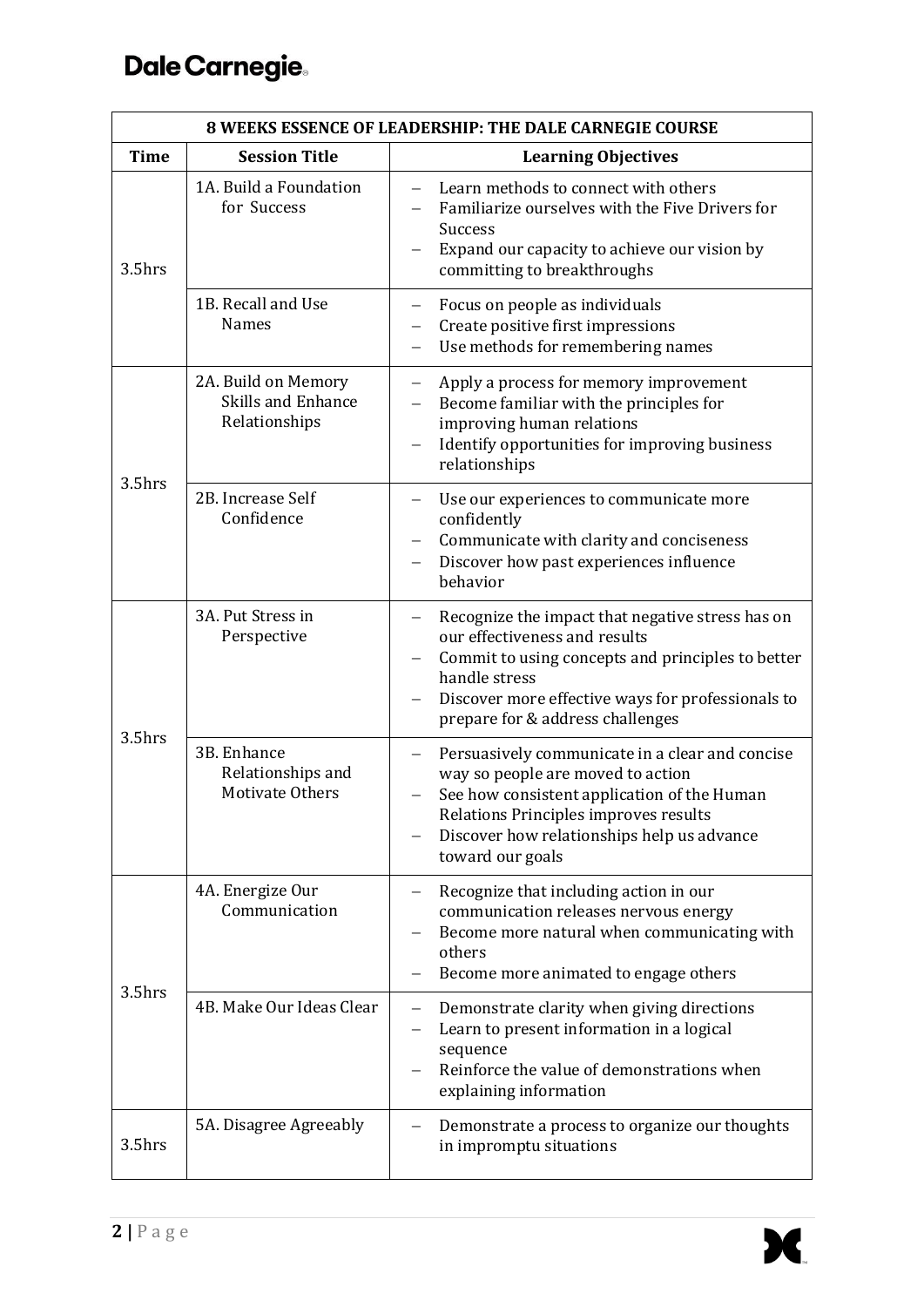**Dale Carnegie**

| 8 WEEKS ESSENCE OF LEADERSHIP: THE DALE CARNEGIE COURSE | | |
|---|---|---|
| **Time** | **Session Title** | **Learning Objectives** |
| 3.5hrs | 1A. Build a Foundation for Success | – Learn methods to connect with others<br>– Familiarize ourselves with the Five Drivers for Success<br>– Expand our capacity to achieve our vision by committing to breakthroughs |
| | 1B. Recall and Use Names | – Focus on people as individuals<br>– Create positive first impressions<br>– Use methods for remembering names |
| 3.5hrs | 2A. Build on Memory Skills and Enhance Relationships | – Apply a process for memory improvement<br>– Become familiar with the principles for improving human relations<br>– Identify opportunities for improving business relationships |
| | 2B. Increase Self Confidence | – Use our experiences to communicate more confidently<br>– Communicate with clarity and conciseness<br>– Discover how past experiences influence behavior |
| 3.5hrs | 3A. Put Stress in Perspective | – Recognize the impact that negative stress has on our effectiveness and results<br>– Commit to using concepts and principles to better handle stress<br>– Discover more effective ways for professionals to prepare for & address challenges |
| | 3B. Enhance Relationships and Motivate Others | – Persuasively communicate in a clear and concise way so people are moved to action<br>– See how consistent application of the Human Relations Principles improves results<br>– Discover how relationships help us advance toward our goals |
| 3.5hrs | 4A. Energize Our Communication | – Recognize that including action in our communication releases nervous energy<br>– Become more natural when communicating with others<br>– Become more animated to engage others |
| | 4B. Make Our Ideas Clear | – Demonstrate clarity when giving directions<br>– Learn to present information in a logical sequence<br>– Reinforce the value of demonstrations when explaining information |
| 3.5hrs | 5A. Disagree Agreeably | – Demonstrate a process to organize our thoughts in impromptu situations |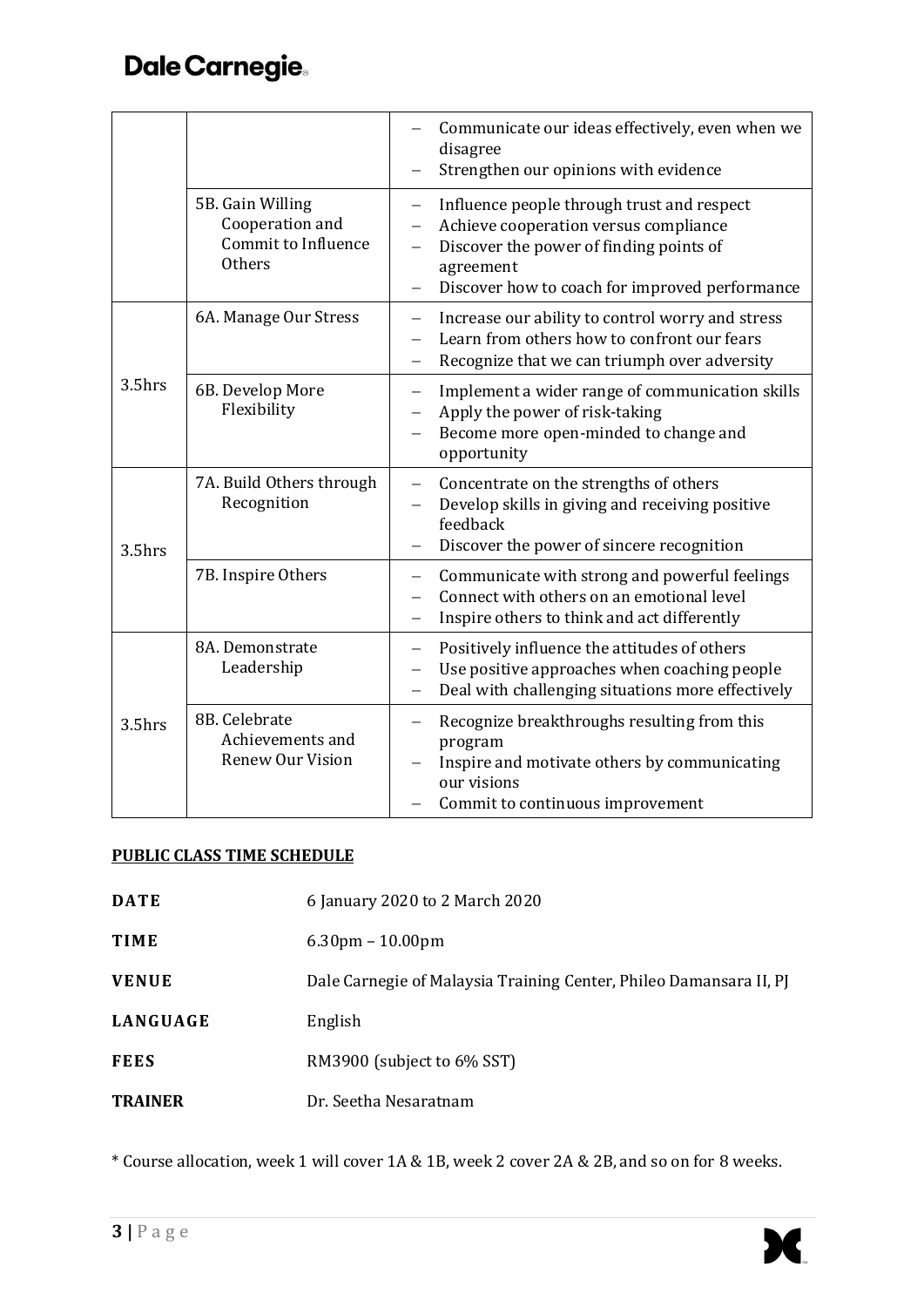| | | |
|---|---|---|
| | | – Communicate our ideas effectively, even when we disagree<br>– Strengthen our opinions with evidence |
| | 5B. Gain Willing Cooperation and Commit to Influence Others | – Influence people through trust and respect<br>– Achieve cooperation versus compliance<br>– Discover the power of finding points of agreement<br>– Discover how to coach for improved performance |
| 3.5hrs | 6A. Manage Our Stress | – Increase our ability to control worry and stress<br>– Learn from others how to confront our fears<br>– Recognize that we can triumph over adversity |
| | 6B. Develop More Flexibility | – Implement a wider range of communication skills<br>– Apply the power of risk-taking<br>– Become more open-minded to change and opportunity |
| 3.5hrs | 7A. Build Others through Recognition | – Concentrate on the strengths of others<br>– Develop skills in giving and receiving positive feedback<br>– Discover the power of sincere recognition |
| | 7B. Inspire Others | – Communicate with strong and powerful feelings<br>– Connect with others on an emotional level<br>– Inspire others to think and act differently |
| 3.5hrs | 8A. Demonstrate Leadership | – Positively influence the attitudes of others<br>– Use positive approaches when coaching people<br>– Deal with challenging situations more effectively |
| | 8B. Celebrate Achievements and Renew Our Vision | – Recognize breakthroughs resulting from this program<br>– Inspire and motivate others by communicating our visions<br>– Commit to continuous improvement |

**PUBLIC CLASS TIME SCHEDULE**

| | |
|---|---|
| **DATE** | 6 January 2020 to 2 March 2020 |
| **TIME** | 6.30pm – 10.00pm |
| **VENUE** | Dale Carnegie of Malaysia Training Center, Phileo Damansara II, PJ |
| **LANGUAGE** | English |
| **FEES** | RM3900 (subject to 6% SST) |
| **TRAINER** | Dr. Seetha Nesaratnam |

* Course allocation, week 1 will cover 1A & 1B, week 2 cover 2A & 2B, and so on for 8 weeks.